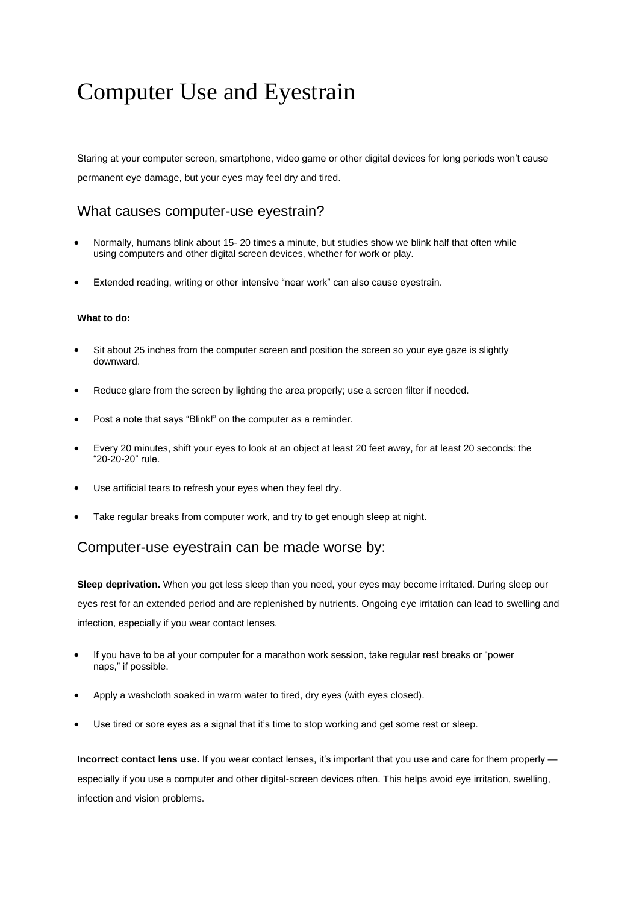# Computer Use and Eyestrain

Staring at your computer screen, smartphone, video game or other digital devices for long periods won't cause permanent eye damage, but your eyes may feel dry and tired.

## What causes computer-use eyestrain?

- Normally, humans blink about 15- 20 times a minute, but studies show we blink half that often while using computers and other digital screen devices, whether for work or play.
- Extended reading, writing or other intensive "near work" can also cause eyestrain.

**What to do:**

- Sit about 25 inches from the computer screen and position the screen so your eye gaze is slightly downward.
- Reduce glare from the screen by lighting the area properly; use a screen filter if needed.
- Post a note that says "Blink!" on the computer as a reminder.
- Every 20 minutes, shift your eyes to look at an object at least 20 feet away, for at least 20 seconds: the "20-20-20" rule.
- Use artificial tears to refresh your eyes when they feel dry.
- Take regular breaks from computer work, and try to get enough sleep at night.

## Computer-use eyestrain can be made worse by:

**Sleep deprivation.** When you get less sleep than you need, your eyes may become irritated. During sleep our eyes rest for an extended period and are replenished by nutrients. Ongoing eye irritation can lead to swelling and infection, especially if you wear contact lenses.

- If you have to be at your computer for a marathon work session, take regular rest breaks or "power naps," if possible.
- Apply a washcloth soaked in warm water to tired, dry eyes (with eyes closed).
- Use tired or sore eyes as a signal that it's time to stop working and get some rest or sleep.

**Incorrect contact lens use.** If you wear contact lenses, it's important that you use and care for them properly — especially if you use a computer and other digital-screen devices often. This helps avoid eye irritation, swelling, infection and vision problems.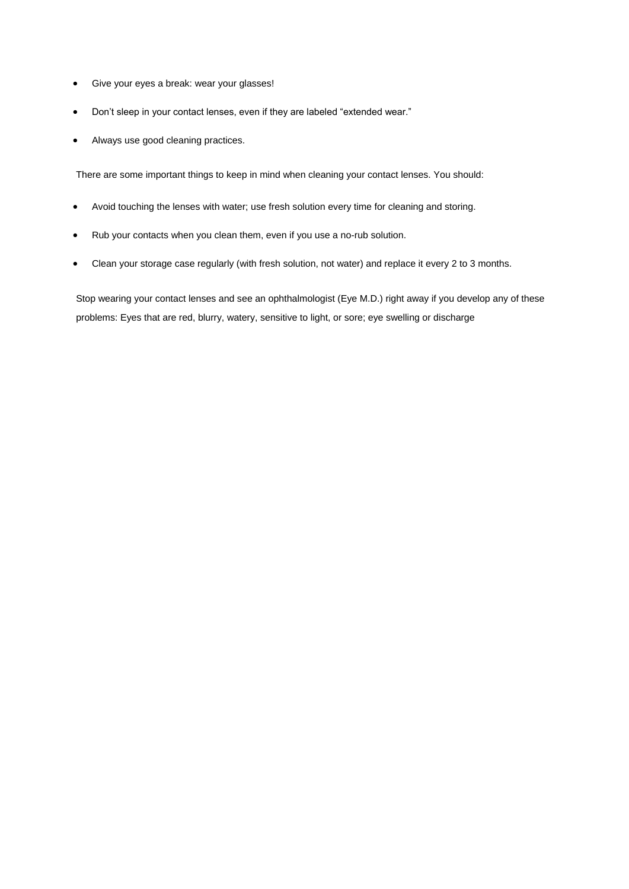- Give your eyes a break: wear your glasses!
- Don’t sleep in your contact lenses, even if they are labeled “extended wear.”
- Always use good cleaning practices.

There are some important things to keep in mind when cleaning your contact lenses. You should:

- Avoid touching the lenses with water; use fresh solution every time for cleaning and storing.
- Rub your contacts when you clean them, even if you use a no-rub solution.
- Clean your storage case regularly (with fresh solution, not water) and replace it every 2 to 3 months.

Stop wearing your contact lenses and see an ophthalmologist (Eye M.D.) right away if you develop any of these problems: Eyes that are red, blurry, watery, sensitive to light, or sore; eye swelling or discharge